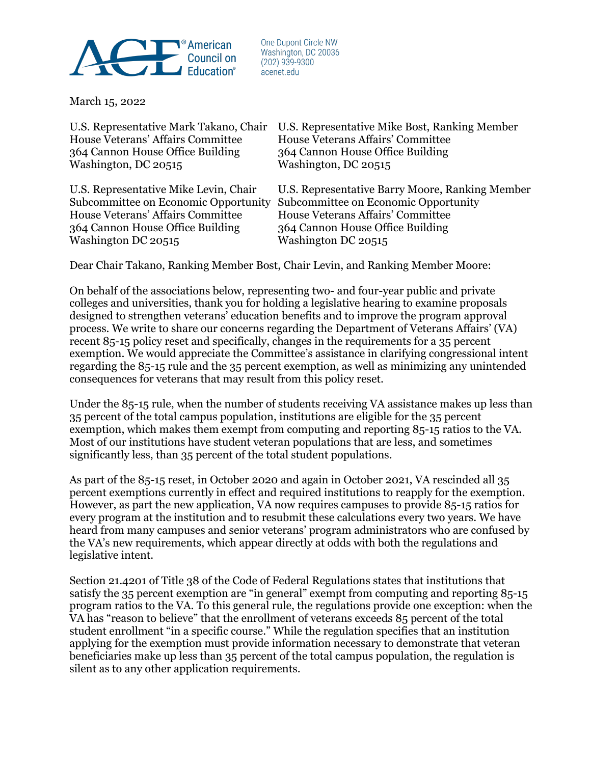American Council on Education®

One Dupont Circle NW
Washington, DC 20036
(202) 939-9300
acenet.edu

March 15, 2022

U.S. Representative Mark Takano, Chair
House Veterans' Affairs Committee
364 Cannon House Office Building
Washington, DC 20515

U.S. Representative Mike Bost, Ranking Member
House Veterans Affairs' Committee
364 Cannon House Office Building
Washington, DC 20515

U.S. Representative Mike Levin, Chair
Subcommittee on Economic Opportunity
House Veterans' Affairs Committee
364 Cannon House Office Building
Washington DC 20515

U.S. Representative Barry Moore, Ranking Member
Subcommittee on Economic Opportunity
House Veterans Affairs' Committee
364 Cannon House Office Building
Washington DC 20515

Dear Chair Takano, Ranking Member Bost, Chair Levin, and Ranking Member Moore:

On behalf of the associations below, representing two- and four-year public and private colleges and universities, thank you for holding a legislative hearing to examine proposals designed to strengthen veterans' education benefits and to improve the program approval process. We write to share our concerns regarding the Department of Veterans Affairs' (VA) recent 85-15 policy reset and specifically, changes in the requirements for a 35 percent exemption. We would appreciate the Committee's assistance in clarifying congressional intent regarding the 85-15 rule and the 35 percent exemption, as well as minimizing any unintended consequences for veterans that may result from this policy reset.

Under the 85-15 rule, when the number of students receiving VA assistance makes up less than 35 percent of the total campus population, institutions are eligible for the 35 percent exemption, which makes them exempt from computing and reporting 85-15 ratios to the VA. Most of our institutions have student veteran populations that are less, and sometimes significantly less, than 35 percent of the total student populations.

As part of the 85-15 reset, in October 2020 and again in October 2021, VA rescinded all 35 percent exemptions currently in effect and required institutions to reapply for the exemption. However, as part the new application, VA now requires campuses to provide 85-15 ratios for every program at the institution and to resubmit these calculations every two years. We have heard from many campuses and senior veterans' program administrators who are confused by the VA's new requirements, which appear directly at odds with both the regulations and legislative intent.

Section 21.4201 of Title 38 of the Code of Federal Regulations states that institutions that satisfy the 35 percent exemption are "in general" exempt from computing and reporting 85-15 program ratios to the VA. To this general rule, the regulations provide one exception: when the VA has "reason to believe" that the enrollment of veterans exceeds 85 percent of the total student enrollment "in a specific course." While the regulation specifies that an institution applying for the exemption must provide information necessary to demonstrate that veteran beneficiaries make up less than 35 percent of the total campus population, the regulation is silent as to any other application requirements.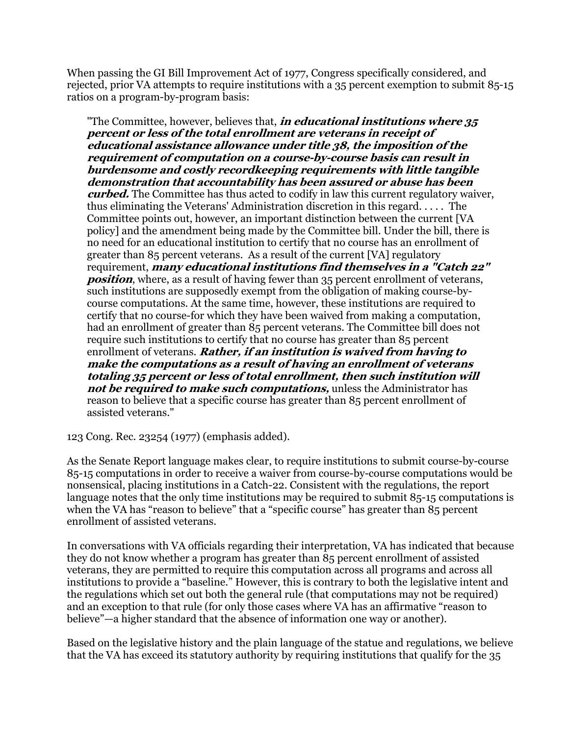When passing the GI Bill Improvement Act of 1977, Congress specifically considered, and rejected, prior VA attempts to require institutions with a 35 percent exemption to submit 85-15 ratios on a program-by-program basis:

> "The Committee, however, believes that, ***in educational institutions where 35 percent or less of the total enrollment are veterans in receipt of educational assistance allowance under title 38, the imposition of the requirement of computation on a course-by-course basis can result in burdensome and costly recordkeeping requirements with little tangible demonstration that accountability has been assured or abuse has been curbed.*** The Committee has thus acted to codify in law this current regulatory waiver, thus eliminating the Veterans' Administration discretion in this regard. . . . . The Committee points out, however, an important distinction between the current [VA policy] and the amendment being made by the Committee bill. Under the bill, there is no need for an educational institution to certify that no course has an enrollment of greater than 85 percent veterans. As a result of the current [VA] regulatory requirement, ***many educational institutions find themselves in a "Catch 22" position***, where, as a result of having fewer than 35 percent enrollment of veterans, such institutions are supposedly exempt from the obligation of making course-by-course computations. At the same time, however, these institutions are required to certify that no course-for which they have been waived from making a computation, had an enrollment of greater than 85 percent veterans. The Committee bill does not require such institutions to certify that no course has greater than 85 percent enrollment of veterans. ***Rather, if an institution is waived from having to make the computations as a result of having an enrollment of veterans totaling 35 percent or less of total enrollment, then such institution will not be required to make such computations,*** unless the Administrator has reason to believe that a specific course has greater than 85 percent enrollment of assisted veterans."

123 Cong. Rec. 23254 (1977) (emphasis added).

As the Senate Report language makes clear, to require institutions to submit course-by-course 85-15 computations in order to receive a waiver from course-by-course computations would be nonsensical, placing institutions in a Catch-22. Consistent with the regulations, the report language notes that the only time institutions may be required to submit 85-15 computations is when the VA has "reason to believe" that a "specific course" has greater than 85 percent enrollment of assisted veterans.

In conversations with VA officials regarding their interpretation, VA has indicated that because they do not know whether a program has greater than 85 percent enrollment of assisted veterans, they are permitted to require this computation across all programs and across all institutions to provide a "baseline." However, this is contrary to both the legislative intent and the regulations which set out both the general rule (that computations may not be required) and an exception to that rule (for only those cases where VA has an affirmative "reason to believe"—a higher standard that the absence of information one way or another).

Based on the legislative history and the plain language of the statue and regulations, we believe that the VA has exceed its statutory authority by requiring institutions that qualify for the 35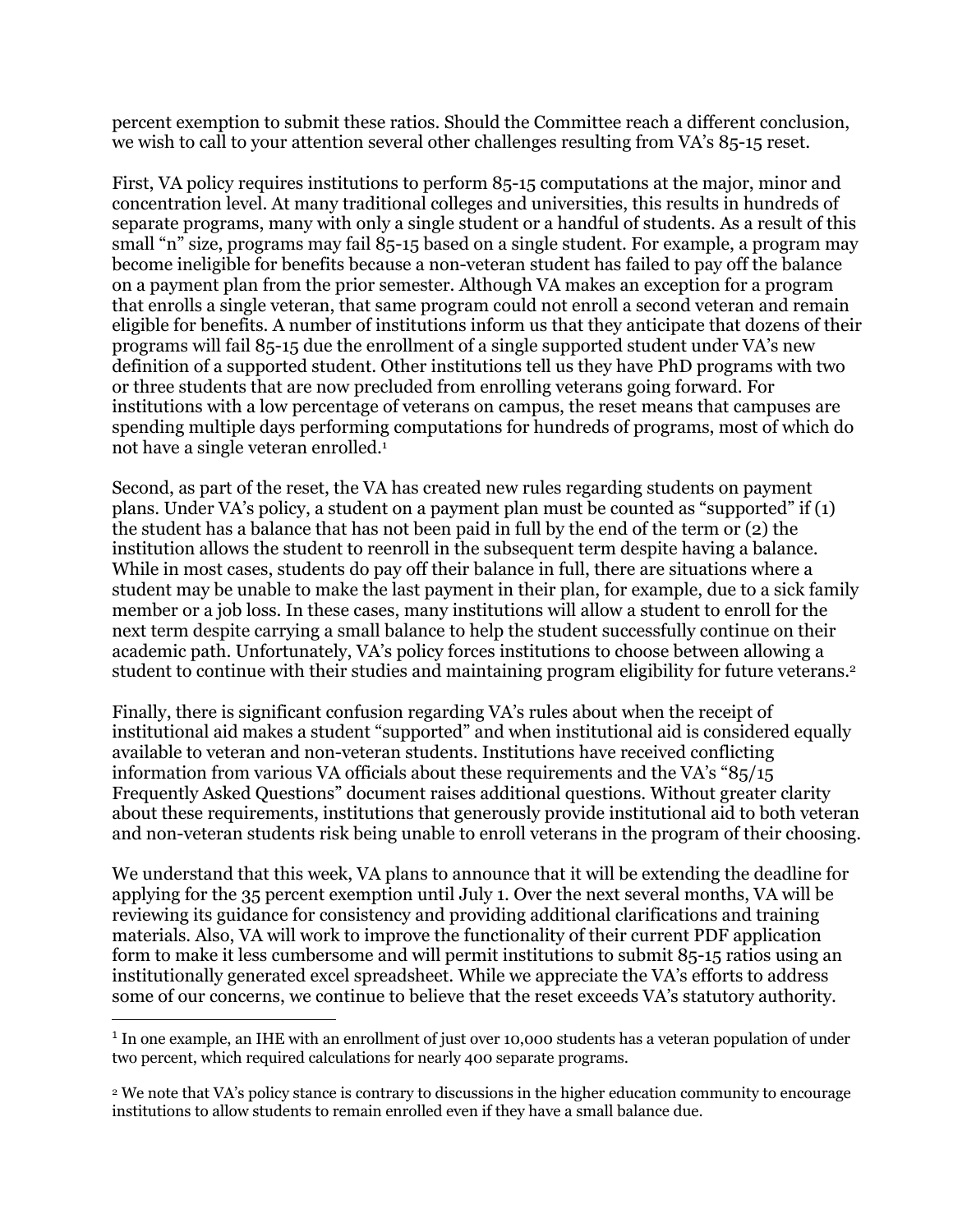percent exemption to submit these ratios. Should the Committee reach a different conclusion, we wish to call to your attention several other challenges resulting from VA's 85-15 reset.

First, VA policy requires institutions to perform 85-15 computations at the major, minor and concentration level. At many traditional colleges and universities, this results in hundreds of separate programs, many with only a single student or a handful of students. As a result of this small "n" size, programs may fail 85-15 based on a single student. For example, a program may become ineligible for benefits because a non-veteran student has failed to pay off the balance on a payment plan from the prior semester. Although VA makes an exception for a program that enrolls a single veteran, that same program could not enroll a second veteran and remain eligible for benefits. A number of institutions inform us that they anticipate that dozens of their programs will fail 85-15 due the enrollment of a single supported student under VA's new definition of a supported student. Other institutions tell us they have PhD programs with two or three students that are now precluded from enrolling veterans going forward. For institutions with a low percentage of veterans on campus, the reset means that campuses are spending multiple days performing computations for hundreds of programs, most of which do not have a single veteran enrolled.[1]

Second, as part of the reset, the VA has created new rules regarding students on payment plans. Under VA's policy, a student on a payment plan must be counted as "supported" if (1) the student has a balance that has not been paid in full by the end of the term or (2) the institution allows the student to reenroll in the subsequent term despite having a balance. While in most cases, students do pay off their balance in full, there are situations where a student may be unable to make the last payment in their plan, for example, due to a sick family member or a job loss. In these cases, many institutions will allow a student to enroll for the next term despite carrying a small balance to help the student successfully continue on their academic path. Unfortunately, VA's policy forces institutions to choose between allowing a student to continue with their studies and maintaining program eligibility for future veterans.[2]

Finally, there is significant confusion regarding VA's rules about when the receipt of institutional aid makes a student "supported" and when institutional aid is considered equally available to veteran and non-veteran students. Institutions have received conflicting information from various VA officials about these requirements and the VA's "85/15 Frequently Asked Questions" document raises additional questions. Without greater clarity about these requirements, institutions that generously provide institutional aid to both veteran and non-veteran students risk being unable to enroll veterans in the program of their choosing.

We understand that this week, VA plans to announce that it will be extending the deadline for applying for the 35 percent exemption until July 1. Over the next several months, VA will be reviewing its guidance for consistency and providing additional clarifications and training materials. Also, VA will work to improve the functionality of their current PDF application form to make it less cumbersome and will permit institutions to submit 85-15 ratios using an institutionally generated excel spreadsheet. While we appreciate the VA's efforts to address some of our concerns, we continue to believe that the reset exceeds VA's statutory authority.

[1] In one example, an IHE with an enrollment of just over 10,000 students has a veteran population of under two percent, which required calculations for nearly 400 separate programs.

[2] We note that VA's policy stance is contrary to discussions in the higher education community to encourage institutions to allow students to remain enrolled even if they have a small balance due.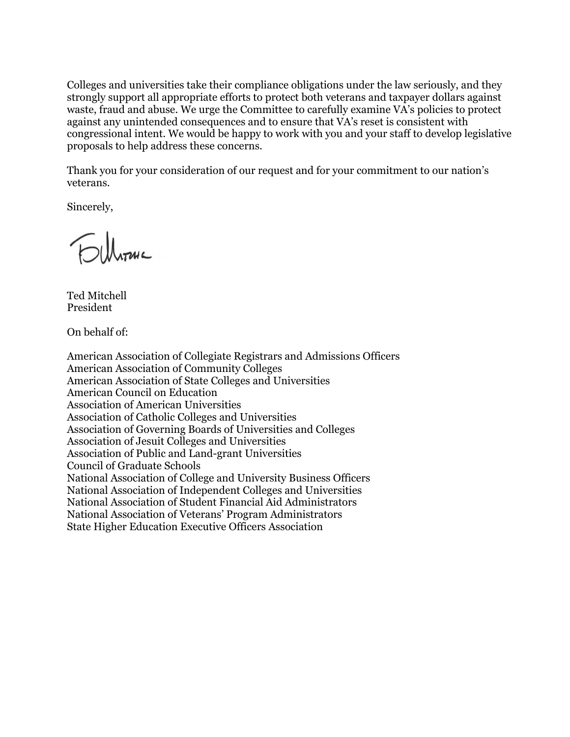Colleges and universities take their compliance obligations under the law seriously, and they strongly support all appropriate efforts to protect both veterans and taxpayer dollars against waste, fraud and abuse. We urge the Committee to carefully examine VA's policies to protect against any unintended consequences and to ensure that VA's reset is consistent with congressional intent. We would be happy to work with you and your staff to develop legislative proposals to help address these concerns.

Thank you for your consideration of our request and for your commitment to our nation's veterans.

Sincerely,

Ted Mitchell  
President

On behalf of:

American Association of Collegiate Registrars and Admissions Officers  
American Association of Community Colleges  
American Association of State Colleges and Universities  
American Council on Education  
Association of American Universities  
Association of Catholic Colleges and Universities  
Association of Governing Boards of Universities and Colleges  
Association of Jesuit Colleges and Universities  
Association of Public and Land-grant Universities  
Council of Graduate Schools  
National Association of College and University Business Officers  
National Association of Independent Colleges and Universities  
National Association of Student Financial Aid Administrators  
National Association of Veterans' Program Administrators  
State Higher Education Executive Officers Association